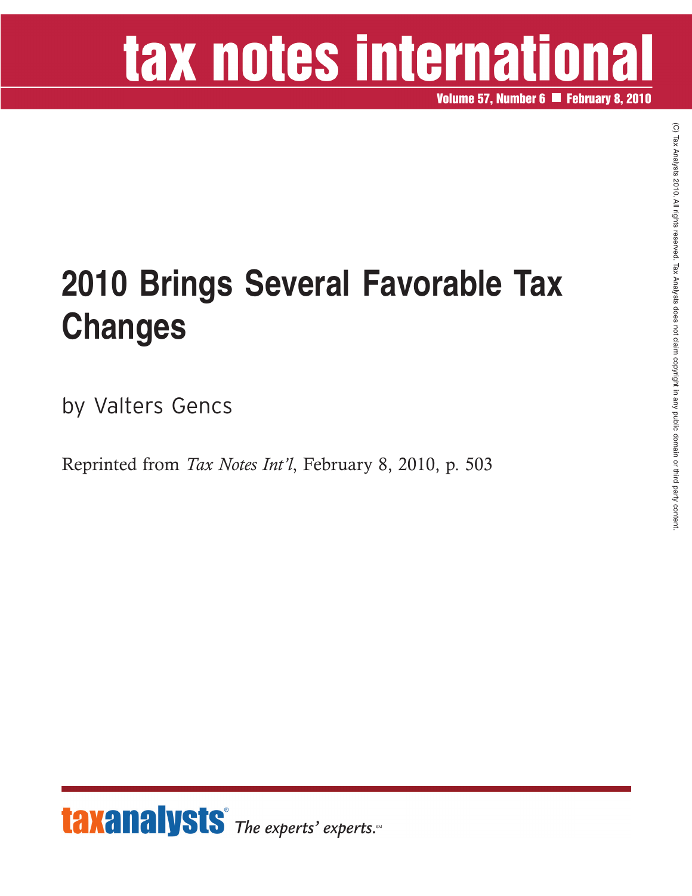# 2010 Brings Several Favorable Tax Changes

by Valters Gencs

Reprinted from *Tax Notes Int'l*, February 8, 2010, p. 503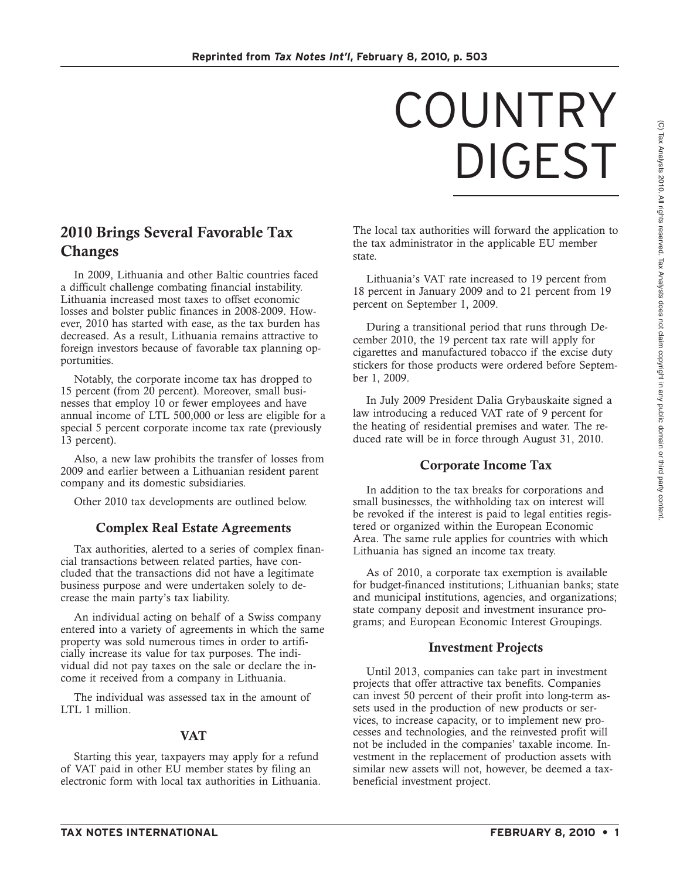// COUNTRY DIGEST

## 2010 Brings Several Favorable Tax Changes

In 2009, Lithuania and other Baltic countries faced a difficult challenge combating financial instability. Lithuania increased most taxes to offset economic losses and bolster public finances in 2008-2009. However, 2010 has started with ease, as the tax burden has decreased. As a result, Lithuania remains attractive to foreign investors because of favorable tax planning opportunities.

Notably, the corporate income tax has dropped to 15 percent (from 20 percent). Moreover, small businesses that employ 10 or fewer employees and have annual income of LTL 500,000 or less are eligible for a special 5 percent corporate income tax rate (previously 13 percent).

Also, a new law prohibits the transfer of losses from 2009 and earlier between a Lithuanian resident parent company and its domestic subsidiaries.

Other 2010 tax developments are outlined below.

### Complex Real Estate Agreements

Tax authorities, alerted to a series of complex financial transactions between related parties, have concluded that the transactions did not have a legitimate business purpose and were undertaken solely to decrease the main party's tax liability.

An individual acting on behalf of a Swiss company entered into a variety of agreements in which the same property was sold numerous times in order to artificially increase its value for tax purposes. The individual did not pay taxes on the sale or declare the income it received from a company in Lithuania.

The individual was assessed tax in the amount of LTL 1 million.

### VAT

Starting this year, taxpayers may apply for a refund of VAT paid in other EU member states by filing an electronic form with local tax authorities in Lithuania. The local tax authorities will forward the application to the tax administrator in the applicable EU member state.

Lithuania's VAT rate increased to 19 percent from 18 percent in January 2009 and to 21 percent from 19 percent on September 1, 2009.

During a transitional period that runs through December 2010, the 19 percent tax rate will apply for cigarettes and manufactured tobacco if the excise duty stickers for those products were ordered before September 1, 2009.

In July 2009 President Dalia Grybauskaite signed a law introducing a reduced VAT rate of 9 percent for the heating of residential premises and water. The reduced rate will be in force through August 31, 2010.

### Corporate Income Tax

In addition to the tax breaks for corporations and small businesses, the withholding tax on interest will be revoked if the interest is paid to legal entities registered or organized within the European Economic Area. The same rule applies for countries with which Lithuania has signed an income tax treaty.

As of 2010, a corporate tax exemption is available for budget-financed institutions; Lithuanian banks; state and municipal institutions, agencies, and organizations; state company deposit and investment insurance programs; and European Economic Interest Groupings.

### Investment Projects

Until 2013, companies can take part in investment projects that offer attractive tax benefits. Companies can invest 50 percent of their profit into long-term assets used in the production of new products or services, to increase capacity, or to implement new processes and technologies, and the reinvested profit will not be included in the companies' taxable income. Investment in the replacement of production assets with similar new assets will not, however, be deemed a tax-beneficial investment project.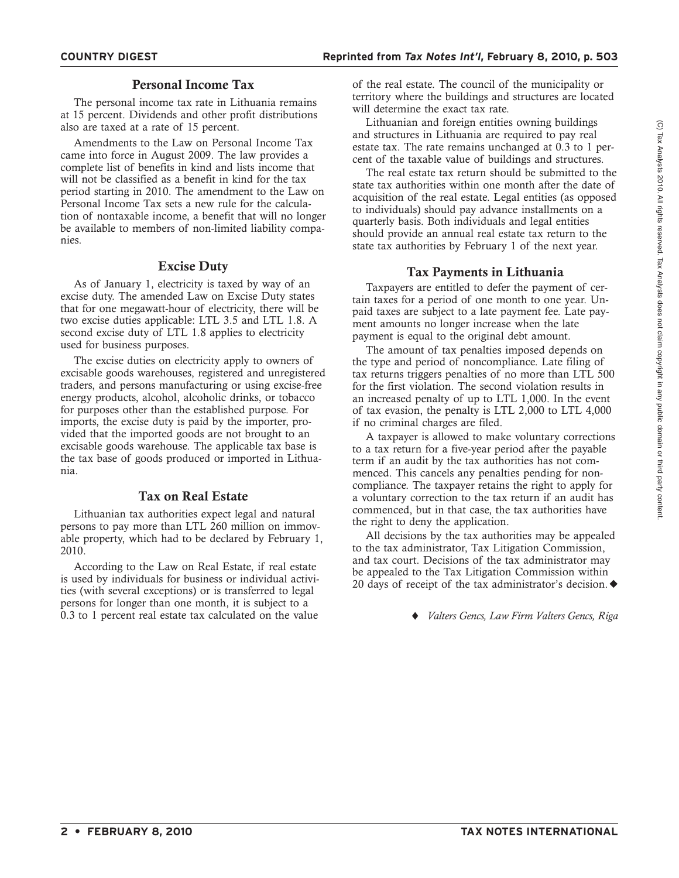## Personal Income Tax

The personal income tax rate in Lithuania remains at 15 percent. Dividends and other profit distributions also are taxed at a rate of 15 percent.

Amendments to the Law on Personal Income Tax came into force in August 2009. The law provides a complete list of benefits in kind and lists income that will not be classified as a benefit in kind for the tax period starting in 2010. The amendment to the Law on Personal Income Tax sets a new rule for the calculation of nontaxable income, a benefit that will no longer be available to members of non-limited liability companies.

## Excise Duty

As of January 1, electricity is taxed by way of an excise duty. The amended Law on Excise Duty states that for one megawatt-hour of electricity, there will be two excise duties applicable: LTL 3.5 and LTL 1.8. A second excise duty of LTL 1.8 applies to electricity used for business purposes.

The excise duties on electricity apply to owners of excisable goods warehouses, registered and unregistered traders, and persons manufacturing or using excise-free energy products, alcohol, alcoholic drinks, or tobacco for purposes other than the established purpose. For imports, the excise duty is paid by the importer, provided that the imported goods are not brought to an excisable goods warehouse. The applicable tax base is the tax base of goods produced or imported in Lithuania.

## Tax on Real Estate

Lithuanian tax authorities expect legal and natural persons to pay more than LTL 260 million on immovable property, which had to be declared by February 1, 2010.

According to the Law on Real Estate, if real estate is used by individuals for business or individual activities (with several exceptions) or is transferred to legal persons for longer than one month, it is subject to a 0.3 to 1 percent real estate tax calculated on the value of the real estate. The council of the municipality or territory where the buildings and structures are located will determine the exact tax rate.

Lithuanian and foreign entities owning buildings and structures in Lithuania are required to pay real estate tax. The rate remains unchanged at 0.3 to 1 percent of the taxable value of buildings and structures.

The real estate tax return should be submitted to the state tax authorities within one month after the date of acquisition of the real estate. Legal entities (as opposed to individuals) should pay advance installments on a quarterly basis. Both individuals and legal entities should provide an annual real estate tax return to the state tax authorities by February 1 of the next year.

## Tax Payments in Lithuania

Taxpayers are entitled to defer the payment of certain taxes for a period of one month to one year. Unpaid taxes are subject to a late payment fee. Late payment amounts no longer increase when the late payment is equal to the original debt amount.

The amount of tax penalties imposed depends on the type and period of noncompliance. Late filing of tax returns triggers penalties of no more than LTL 500 for the first violation. The second violation results in an increased penalty of up to LTL 1,000. In the event of tax evasion, the penalty is LTL 2,000 to LTL 4,000 if no criminal charges are filed.

A taxpayer is allowed to make voluntary corrections to a tax return for a five-year period after the payable term if an audit by the tax authorities has not commenced. This cancels any penalties pending for noncompliance. The taxpayer retains the right to apply for a voluntary correction to the tax return if an audit has commenced, but in that case, the tax authorities have the right to deny the application.

All decisions by the tax authorities may be appealed to the tax administrator, Tax Litigation Commission, and tax court. Decisions of the tax administrator may be appealed to the Tax Litigation Commission within 20 days of receipt of the tax administrator's decision. ◆

♦ *Valters Gencs, Law Firm Valters Gencs, Riga*